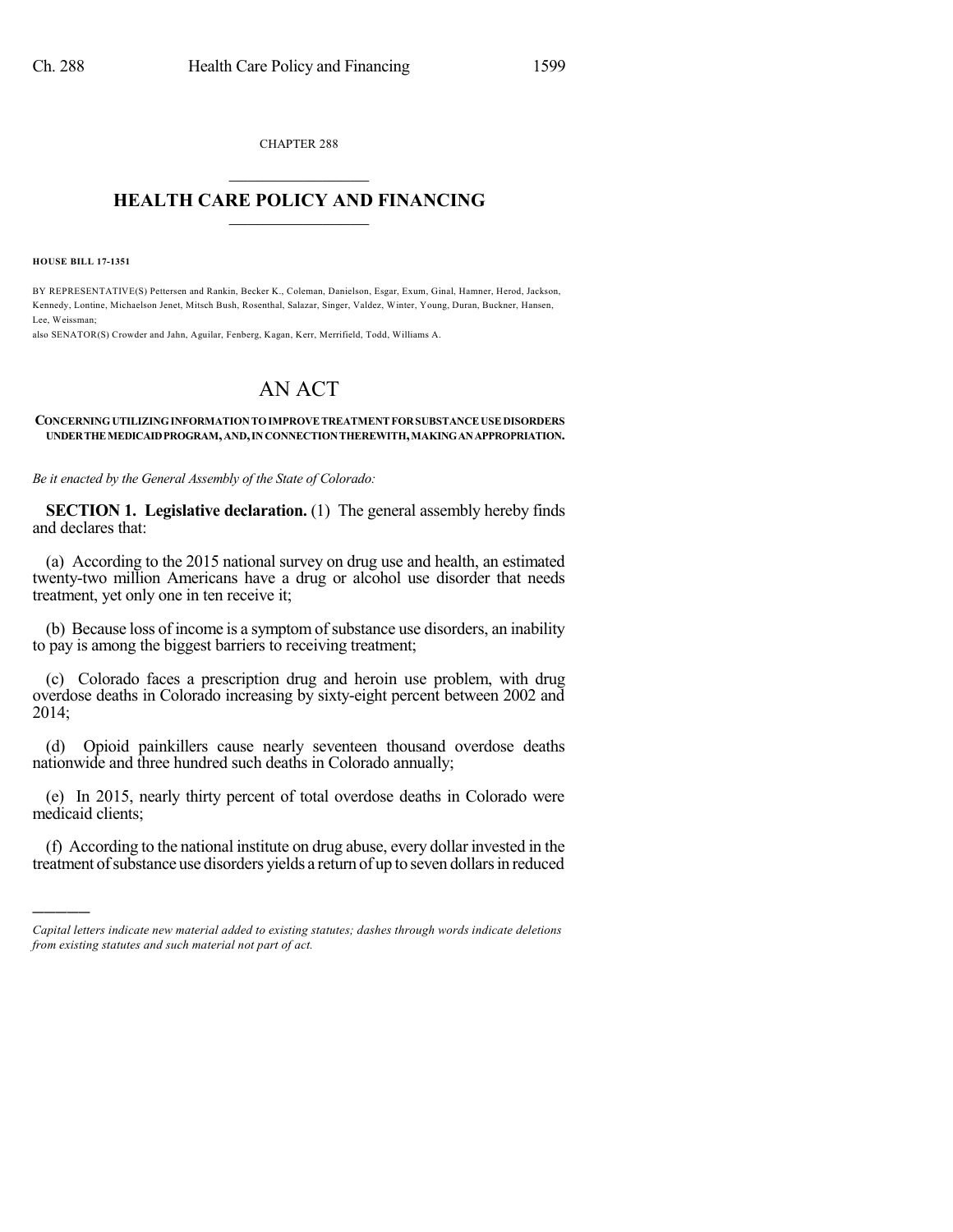CHAPTER 288

# HEALTH CARE POLICY AND FINANCING

**HOUSE BILL 17-1351**

BY REPRESENTATIVE(S) Pettersen and Rankin, Becker K., Coleman, Danielson, Esgar, Exum, Ginal, Hamner, Herod, Jackson, Kennedy, Lontine, Michaelson Jenet, Mitsch Bush, Rosenthal, Salazar, Singer, Valdez, Winter, Young, Duran, Buckner, Hansen, Lee, Weissman;
also SENATOR(S) Crowder and Jahn, Aguilar, Fenberg, Kagan, Kerr, Merrifield, Todd, Williams A.

# AN ACT

**CONCERNING UTILIZING INFORMATION TO IMPROVE TREATMENT FOR SUBSTANCE USE DISORDERS UNDER THE MEDICAID PROGRAM, AND, IN CONNECTION THEREWITH, MAKING AN APPROPRIATION.**

*Be it enacted by the General Assembly of the State of Colorado:*

**SECTION 1. Legislative declaration.** (1) The general assembly hereby finds and declares that:

(a) According to the 2015 national survey on drug use and health, an estimated twenty-two million Americans have a drug or alcohol use disorder that needs treatment, yet only one in ten receive it;

(b) Because loss of income is a symptom of substance use disorders, an inability to pay is among the biggest barriers to receiving treatment;

(c) Colorado faces a prescription drug and heroin use problem, with drug overdose deaths in Colorado increasing by sixty-eight percent between 2002 and 2014;

(d) Opioid painkillers cause nearly seventeen thousand overdose deaths nationwide and three hundred such deaths in Colorado annually;

(e) In 2015, nearly thirty percent of total overdose deaths in Colorado were medicaid clients;

(f) According to the national institute on drug abuse, every dollar invested in the treatment of substance use disorders yields a return of up to seven dollars in reduced

---

*Capital letters indicate new material added to existing statutes; dashes through words indicate deletions from existing statutes and such material not part of act.*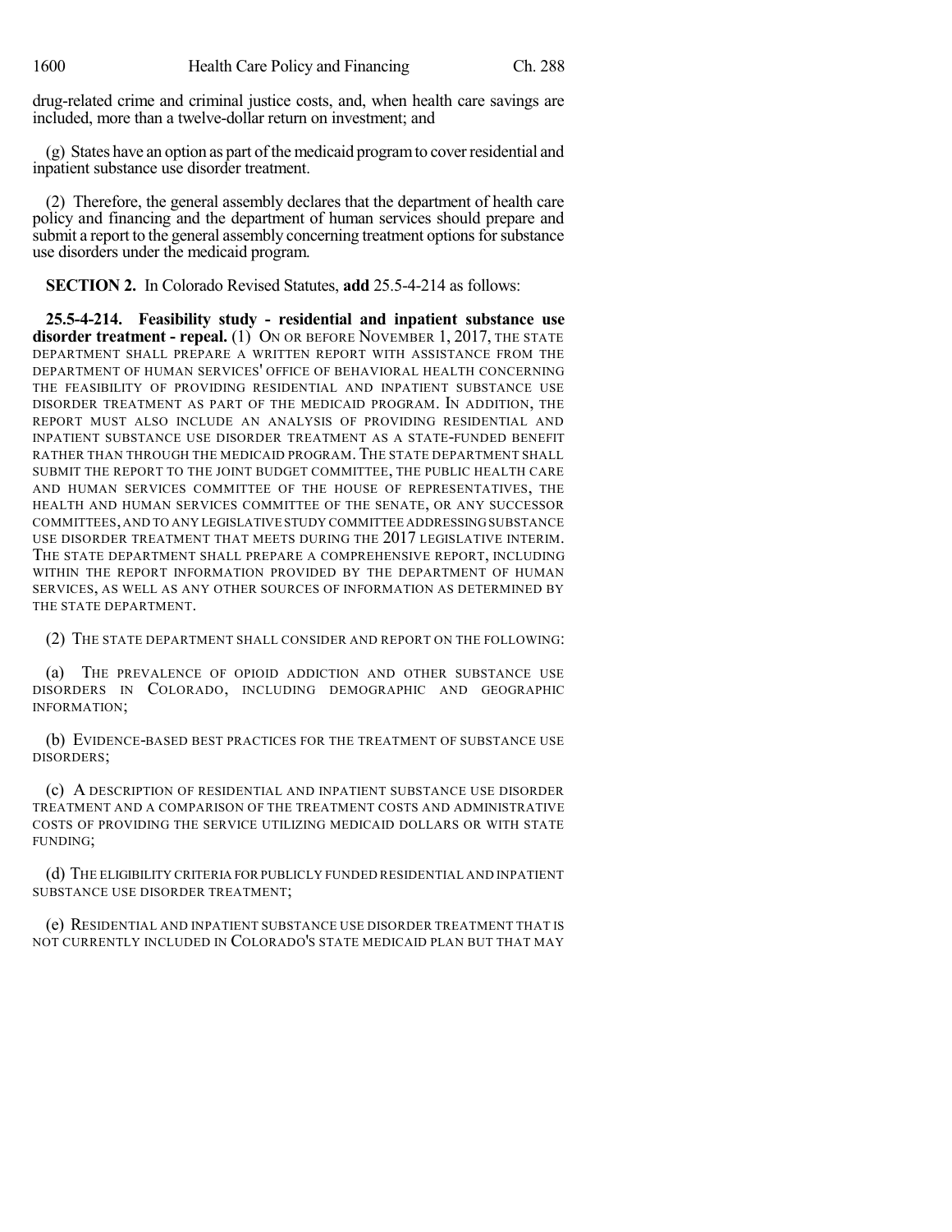drug-related crime and criminal justice costs, and, when health care savings are included, more than a twelve-dollar return on investment; and

(g) States have an option as part of the medicaid program to cover residential and inpatient substance use disorder treatment.

(2) Therefore, the general assembly declares that the department of health care policy and financing and the department of human services should prepare and submit a report to the general assembly concerning treatment options for substance use disorders under the medicaid program.

**SECTION 2.** In Colorado Revised Statutes, **add** 25.5-4-214 as follows:

**25.5-4-214. Feasibility study - residential and inpatient substance use disorder treatment - repeal.** (1) ON OR BEFORE NOVEMBER 1, 2017, THE STATE DEPARTMENT SHALL PREPARE A WRITTEN REPORT WITH ASSISTANCE FROM THE DEPARTMENT OF HUMAN SERVICES' OFFICE OF BEHAVIORAL HEALTH CONCERNING THE FEASIBILITY OF PROVIDING RESIDENTIAL AND INPATIENT SUBSTANCE USE DISORDER TREATMENT AS PART OF THE MEDICAID PROGRAM. IN ADDITION, THE REPORT MUST ALSO INCLUDE AN ANALYSIS OF PROVIDING RESIDENTIAL AND INPATIENT SUBSTANCE USE DISORDER TREATMENT AS A STATE-FUNDED BENEFIT RATHER THAN THROUGH THE MEDICAID PROGRAM. THE STATE DEPARTMENT SHALL SUBMIT THE REPORT TO THE JOINT BUDGET COMMITTEE, THE PUBLIC HEALTH CARE AND HUMAN SERVICES COMMITTEE OF THE HOUSE OF REPRESENTATIVES, THE HEALTH AND HUMAN SERVICES COMMITTEE OF THE SENATE, OR ANY SUCCESSOR COMMITTEES, AND TO ANY LEGISLATIVE STUDY COMMITTEE ADDRESSING SUBSTANCE USE DISORDER TREATMENT THAT MEETS DURING THE 2017 LEGISLATIVE INTERIM. THE STATE DEPARTMENT SHALL PREPARE A COMPREHENSIVE REPORT, INCLUDING WITHIN THE REPORT INFORMATION PROVIDED BY THE DEPARTMENT OF HUMAN SERVICES, AS WELL AS ANY OTHER SOURCES OF INFORMATION AS DETERMINED BY THE STATE DEPARTMENT.

(2) THE STATE DEPARTMENT SHALL CONSIDER AND REPORT ON THE FOLLOWING:

(a) THE PREVALENCE OF OPIOID ADDICTION AND OTHER SUBSTANCE USE DISORDERS IN COLORADO, INCLUDING DEMOGRAPHIC AND GEOGRAPHIC INFORMATION;

(b) EVIDENCE-BASED BEST PRACTICES FOR THE TREATMENT OF SUBSTANCE USE DISORDERS;

(c) A DESCRIPTION OF RESIDENTIAL AND INPATIENT SUBSTANCE USE DISORDER TREATMENT AND A COMPARISON OF THE TREATMENT COSTS AND ADMINISTRATIVE COSTS OF PROVIDING THE SERVICE UTILIZING MEDICAID DOLLARS OR WITH STATE FUNDING;

(d) THE ELIGIBILITY CRITERIA FOR PUBLICLY FUNDED RESIDENTIAL AND INPATIENT SUBSTANCE USE DISORDER TREATMENT;

(e) RESIDENTIAL AND INPATIENT SUBSTANCE USE DISORDER TREATMENT THAT IS NOT CURRENTLY INCLUDED IN COLORADO'S STATE MEDICAID PLAN BUT THAT MAY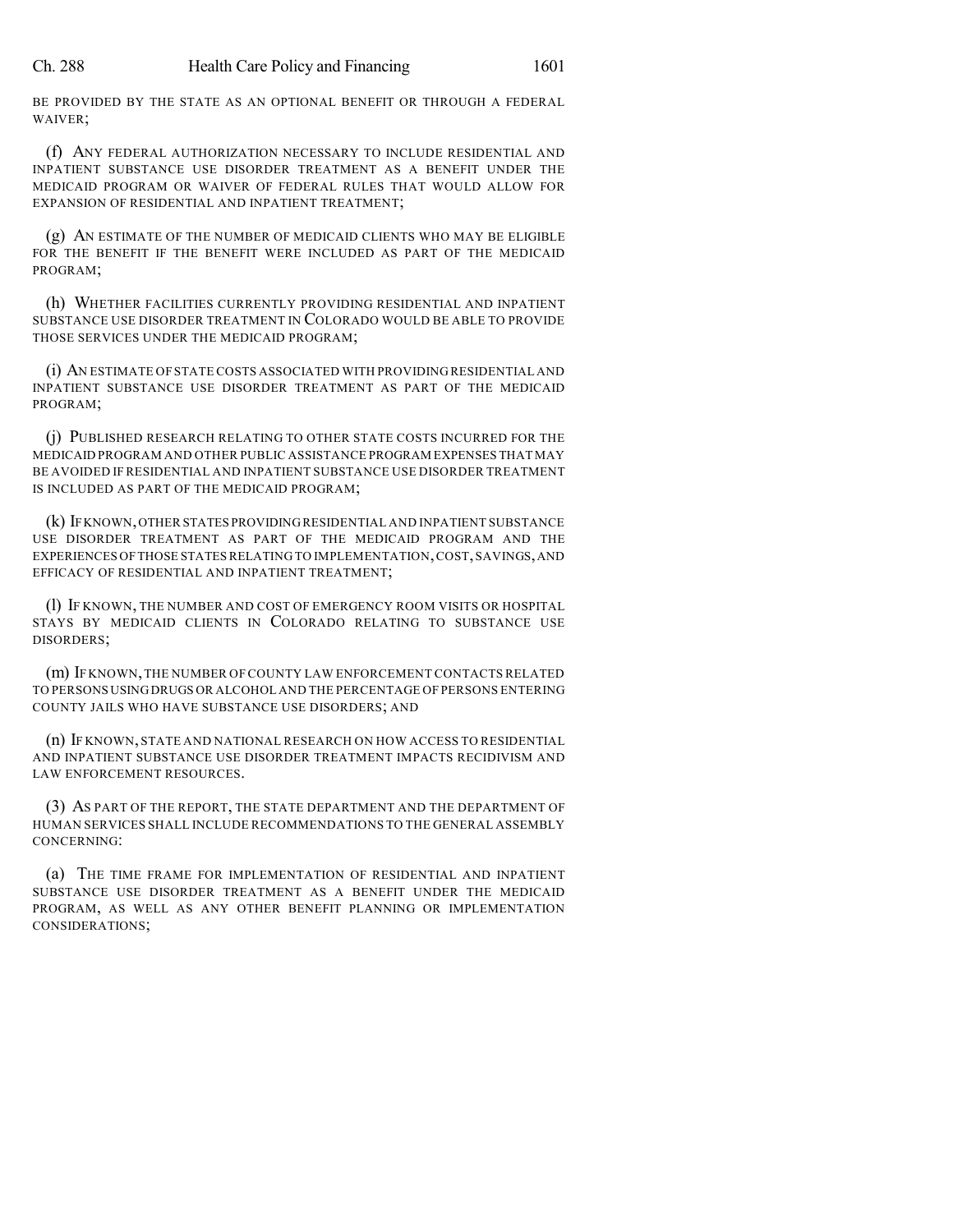BE PROVIDED BY THE STATE AS AN OPTIONAL BENEFIT OR THROUGH A FEDERAL WAIVER;

(f) ANY FEDERAL AUTHORIZATION NECESSARY TO INCLUDE RESIDENTIAL AND INPATIENT SUBSTANCE USE DISORDER TREATMENT AS A BENEFIT UNDER THE MEDICAID PROGRAM OR WAIVER OF FEDERAL RULES THAT WOULD ALLOW FOR EXPANSION OF RESIDENTIAL AND INPATIENT TREATMENT;

(g) AN ESTIMATE OF THE NUMBER OF MEDICAID CLIENTS WHO MAY BE ELIGIBLE FOR THE BENEFIT IF THE BENEFIT WERE INCLUDED AS PART OF THE MEDICAID PROGRAM;

(h) WHETHER FACILITIES CURRENTLY PROVIDING RESIDENTIAL AND INPATIENT SUBSTANCE USE DISORDER TREATMENT IN COLORADO WOULD BE ABLE TO PROVIDE THOSE SERVICES UNDER THE MEDICAID PROGRAM;

(i) AN ESTIMATE OF STATE COSTS ASSOCIATED WITH PROVIDING RESIDENTIAL AND INPATIENT SUBSTANCE USE DISORDER TREATMENT AS PART OF THE MEDICAID PROGRAM;

(j) PUBLISHED RESEARCH RELATING TO OTHER STATE COSTS INCURRED FOR THE MEDICAID PROGRAM AND OTHER PUBLIC ASSISTANCE PROGRAM EXPENSES THAT MAY BE AVOIDED IF RESIDENTIAL AND INPATIENT SUBSTANCE USE DISORDER TREATMENT IS INCLUDED AS PART OF THE MEDICAID PROGRAM;

(k) IF KNOWN, OTHER STATES PROVIDING RESIDENTIAL AND INPATIENT SUBSTANCE USE DISORDER TREATMENT AS PART OF THE MEDICAID PROGRAM AND THE EXPERIENCES OF THOSE STATES RELATING TO IMPLEMENTATION, COST, SAVINGS, AND EFFICACY OF RESIDENTIAL AND INPATIENT TREATMENT;

(l) IF KNOWN, THE NUMBER AND COST OF EMERGENCY ROOM VISITS OR HOSPITAL STAYS BY MEDICAID CLIENTS IN COLORADO RELATING TO SUBSTANCE USE DISORDERS;

(m) IF KNOWN, THE NUMBER OF COUNTY LAW ENFORCEMENT CONTACTS RELATED TO PERSONS USING DRUGS OR ALCOHOL AND THE PERCENTAGE OF PERSONS ENTERING COUNTY JAILS WHO HAVE SUBSTANCE USE DISORDERS; AND

(n) IF KNOWN, STATE AND NATIONAL RESEARCH ON HOW ACCESS TO RESIDENTIAL AND INPATIENT SUBSTANCE USE DISORDER TREATMENT IMPACTS RECIDIVISM AND LAW ENFORCEMENT RESOURCES.

(3) AS PART OF THE REPORT, THE STATE DEPARTMENT AND THE DEPARTMENT OF HUMAN SERVICES SHALL INCLUDE RECOMMENDATIONS TO THE GENERAL ASSEMBLY CONCERNING:

(a) THE TIME FRAME FOR IMPLEMENTATION OF RESIDENTIAL AND INPATIENT SUBSTANCE USE DISORDER TREATMENT AS A BENEFIT UNDER THE MEDICAID PROGRAM, AS WELL AS ANY OTHER BENEFIT PLANNING OR IMPLEMENTATION CONSIDERATIONS;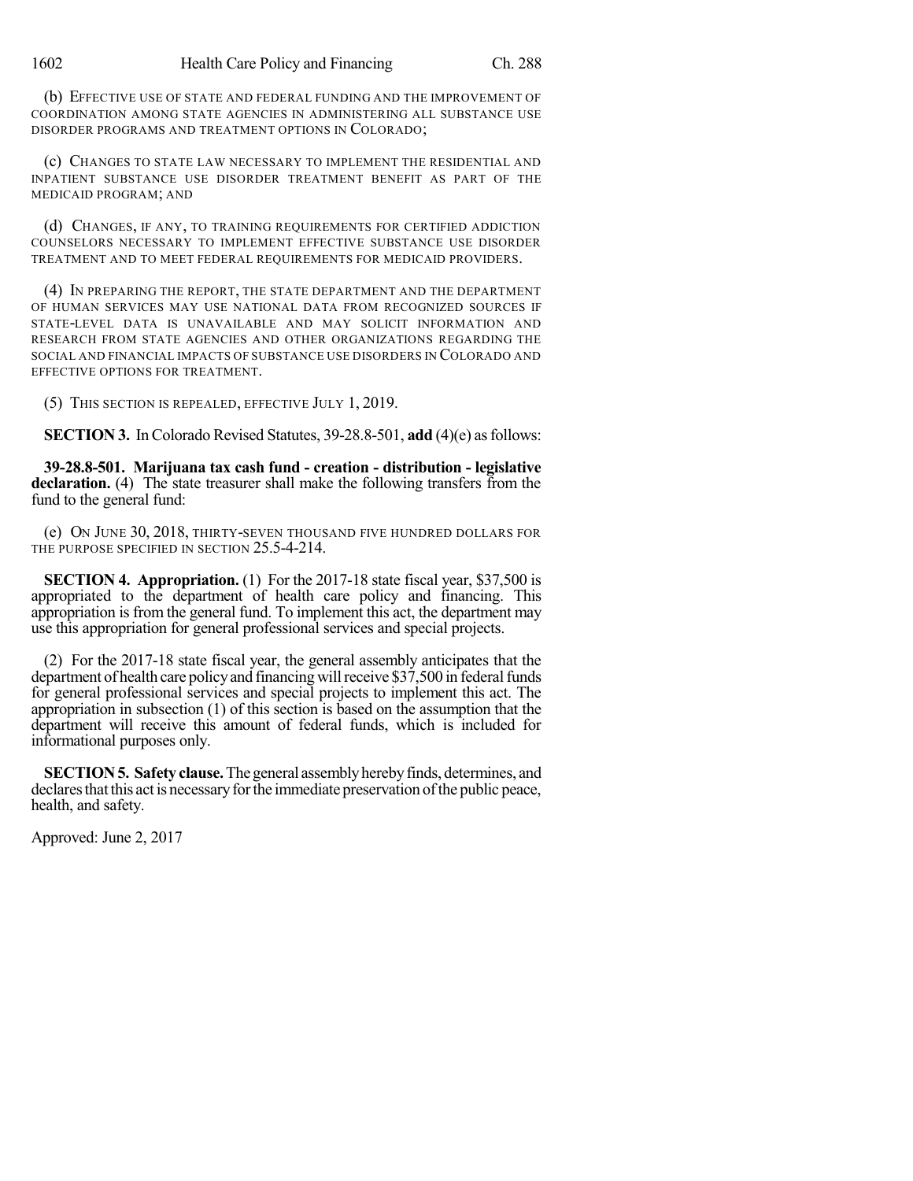(b) EFFECTIVE USE OF STATE AND FEDERAL FUNDING AND THE IMPROVEMENT OF COORDINATION AMONG STATE AGENCIES IN ADMINISTERING ALL SUBSTANCE USE DISORDER PROGRAMS AND TREATMENT OPTIONS IN COLORADO;

(c) CHANGES TO STATE LAW NECESSARY TO IMPLEMENT THE RESIDENTIAL AND INPATIENT SUBSTANCE USE DISORDER TREATMENT BENEFIT AS PART OF THE MEDICAID PROGRAM; AND

(d) CHANGES, IF ANY, TO TRAINING REQUIREMENTS FOR CERTIFIED ADDICTION COUNSELORS NECESSARY TO IMPLEMENT EFFECTIVE SUBSTANCE USE DISORDER TREATMENT AND TO MEET FEDERAL REQUIREMENTS FOR MEDICAID PROVIDERS.

(4) IN PREPARING THE REPORT, THE STATE DEPARTMENT AND THE DEPARTMENT OF HUMAN SERVICES MAY USE NATIONAL DATA FROM RECOGNIZED SOURCES IF STATE-LEVEL DATA IS UNAVAILABLE AND MAY SOLICIT INFORMATION AND RESEARCH FROM STATE AGENCIES AND OTHER ORGANIZATIONS REGARDING THE SOCIAL AND FINANCIAL IMPACTS OF SUBSTANCE USE DISORDERS IN COLORADO AND EFFECTIVE OPTIONS FOR TREATMENT.

(5) THIS SECTION IS REPEALED, EFFECTIVE JULY 1, 2019.

**SECTION 3.** In Colorado Revised Statutes, 39-28.8-501, **add** (4)(e) as follows:

**39-28.8-501. Marijuana tax cash fund - creation - distribution - legislative declaration.** (4) The state treasurer shall make the following transfers from the fund to the general fund:

(e) ON JUNE 30, 2018, THIRTY-SEVEN THOUSAND FIVE HUNDRED DOLLARS FOR THE PURPOSE SPECIFIED IN SECTION 25.5-4-214.

**SECTION 4. Appropriation.** (1) For the 2017-18 state fiscal year, $37,500 is appropriated to the department of health care policy and financing. This appropriation is from the general fund. To implement this act, the department may use this appropriation for general professional services and special projects.

(2) For the 2017-18 state fiscal year, the general assembly anticipates that the department of health care policy and financing will receive $37,500 in federal funds for general professional services and special projects to implement this act. The appropriation in subsection (1) of this section is based on the assumption that the department will receive this amount of federal funds, which is included for informational purposes only.

**SECTION 5. Safety clause.** The general assembly hereby finds, determines, and declares that this act is necessary for the immediate preservation of the public peace, health, and safety.

Approved: June 2, 2017